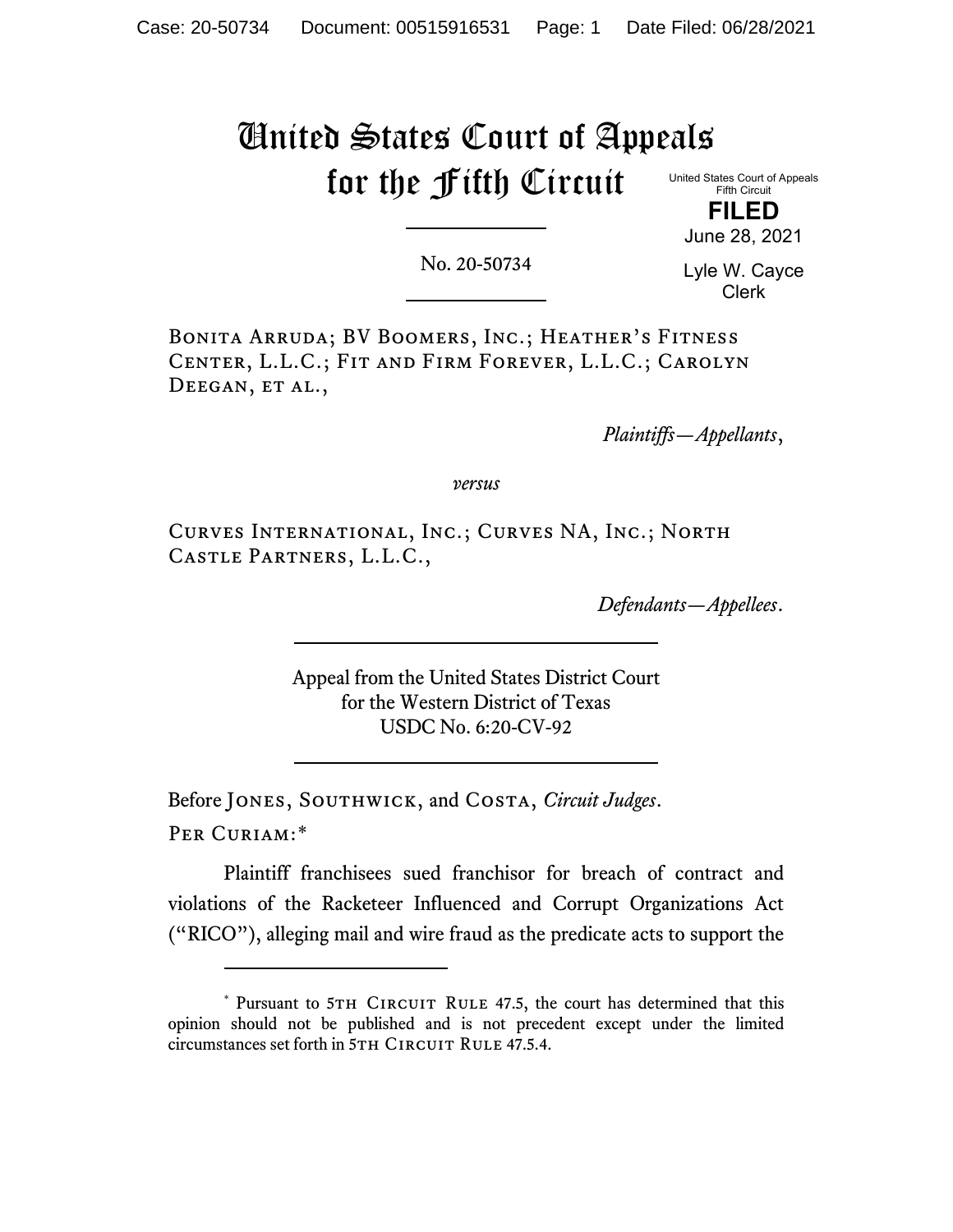# United States Court of Appeals for the Fifth Circuit

United States Court of Appeals
Fifth Circuit

**FILED**

June 28, 2021

Lyle W. Cayce
Clerk

No. 20-50734

---

Bonita Arruda; BV Boomers, Inc.; Heather's Fitness Center, L.L.C.; Fit and Firm Forever, L.L.C.; Carolyn Deegan, et al.,

*Plaintiffs—Appellants*,

*versus*

Curves International, Inc.; Curves NA, Inc.; North Castle Partners, L.L.C.,

*Defendants—Appellees*.

---

Appeal from the United States District Court
for the Western District of Texas
USDC No. 6:20-CV-92

---

Before Jones, Southwick, and Costa, *Circuit Judges*.

Per Curiam:*

Plaintiff franchisees sued franchisor for breach of contract and violations of the Racketeer Influenced and Corrupt Organizations Act ("RICO"), alleging mail and wire fraud as the predicate acts to support the

---

* Pursuant to 5th Circuit Rule 47.5, the court has determined that this opinion should not be published and is not precedent except under the limited circumstances set forth in 5th Circuit Rule 47.5.4.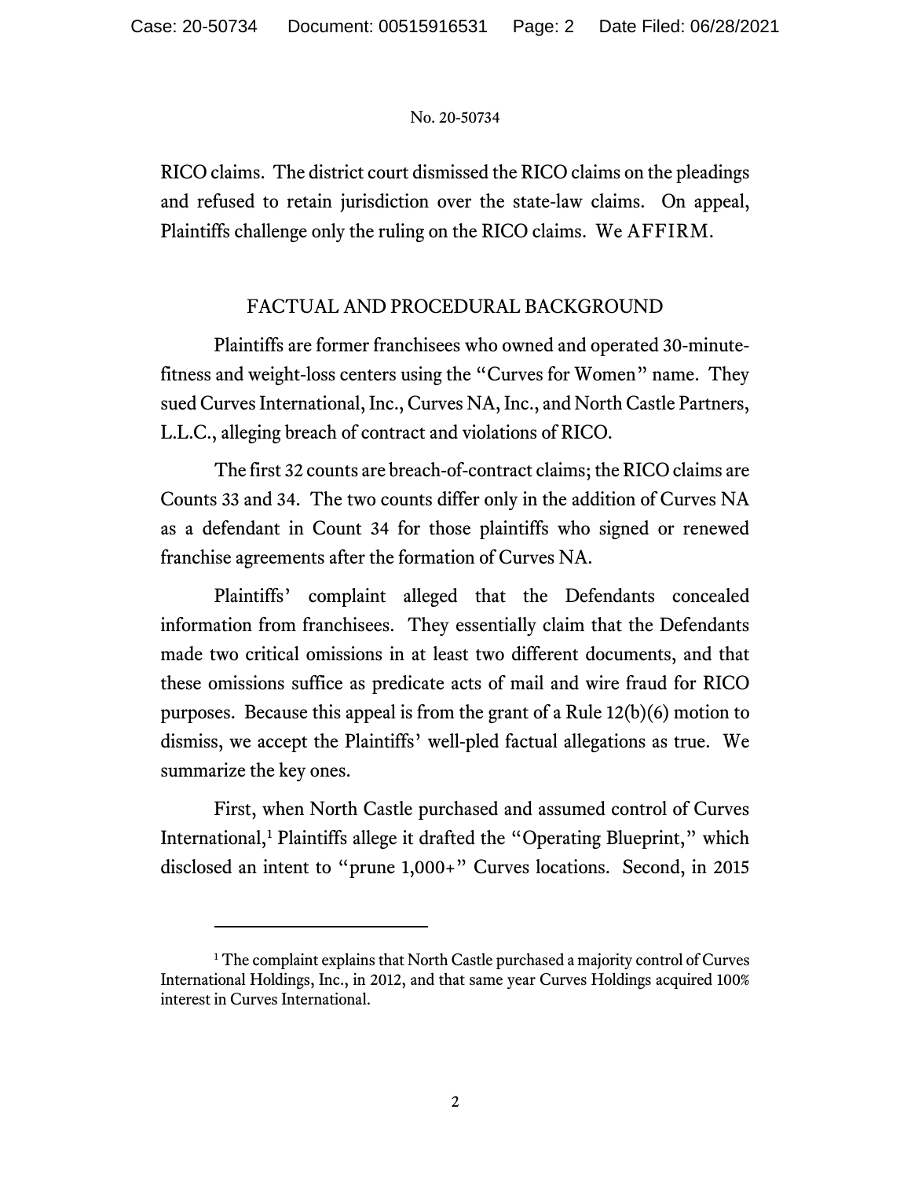RICO claims. The district court dismissed the RICO claims on the pleadings and refused to retain jurisdiction over the state-law claims. On appeal, Plaintiffs challenge only the ruling on the RICO claims. We AFFIRM.

## FACTUAL AND PROCEDURAL BACKGROUND

Plaintiffs are former franchisees who owned and operated 30-minute-fitness and weight-loss centers using the "Curves for Women" name. They sued Curves International, Inc., Curves NA, Inc., and North Castle Partners, L.L.C., alleging breach of contract and violations of RICO.

The first 32 counts are breach-of-contract claims; the RICO claims are Counts 33 and 34. The two counts differ only in the addition of Curves NA as a defendant in Count 34 for those plaintiffs who signed or renewed franchise agreements after the formation of Curves NA.

Plaintiffs' complaint alleged that the Defendants concealed information from franchisees. They essentially claim that the Defendants made two critical omissions in at least two different documents, and that these omissions suffice as predicate acts of mail and wire fraud for RICO purposes. Because this appeal is from the grant of a Rule 12(b)(6) motion to dismiss, we accept the Plaintiffs' well-pled factual allegations as true. We summarize the key ones.

First, when North Castle purchased and assumed control of Curves International,[1] Plaintiffs allege it drafted the "Operating Blueprint," which disclosed an intent to "prune 1,000+" Curves locations. Second, in 2015

[1] The complaint explains that North Castle purchased a majority control of Curves International Holdings, Inc., in 2012, and that same year Curves Holdings acquired 100% interest in Curves International.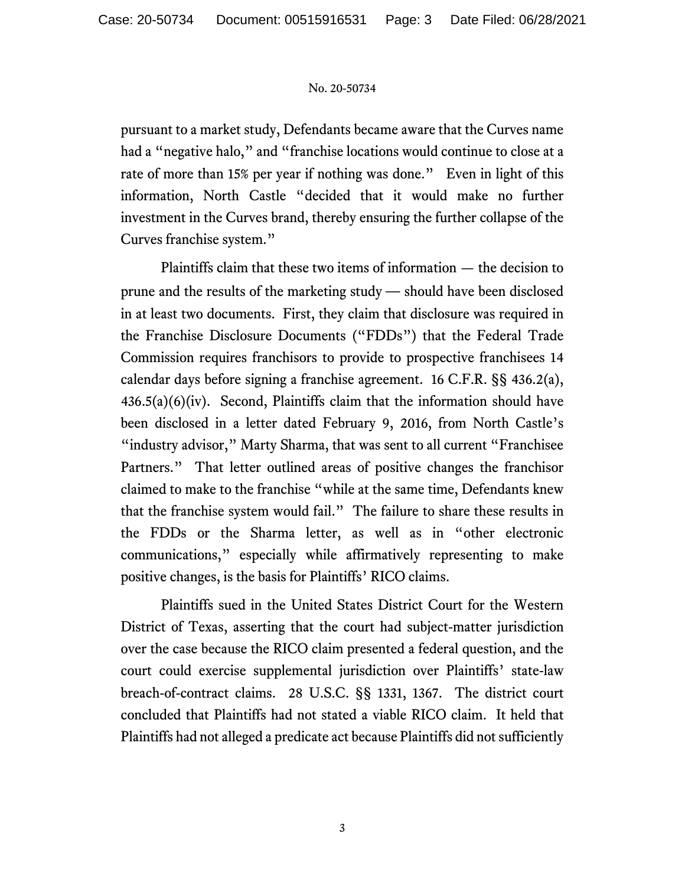pursuant to a market study, Defendants became aware that the Curves name had a "negative halo," and "franchise locations would continue to close at a rate of more than 15% per year if nothing was done." Even in light of this information, North Castle "decided that it would make no further investment in the Curves brand, thereby ensuring the further collapse of the Curves franchise system."

Plaintiffs claim that these two items of information — the decision to prune and the results of the marketing study — should have been disclosed in at least two documents. First, they claim that disclosure was required in the Franchise Disclosure Documents ("FDDs") that the Federal Trade Commission requires franchisors to provide to prospective franchisees 14 calendar days before signing a franchise agreement. 16 C.F.R. §§ 436.2(a), 436.5(a)(6)(iv). Second, Plaintiffs claim that the information should have been disclosed in a letter dated February 9, 2016, from North Castle's "industry advisor," Marty Sharma, that was sent to all current "Franchisee Partners." That letter outlined areas of positive changes the franchisor claimed to make to the franchise "while at the same time, Defendants knew that the franchise system would fail." The failure to share these results in the FDDs or the Sharma letter, as well as in "other electronic communications," especially while affirmatively representing to make positive changes, is the basis for Plaintiffs' RICO claims.

Plaintiffs sued in the United States District Court for the Western District of Texas, asserting that the court had subject-matter jurisdiction over the case because the RICO claim presented a federal question, and the court could exercise supplemental jurisdiction over Plaintiffs' state-law breach-of-contract claims. 28 U.S.C. §§ 1331, 1367. The district court concluded that Plaintiffs had not stated a viable RICO claim. It held that Plaintiffs had not alleged a predicate act because Plaintiffs did not sufficiently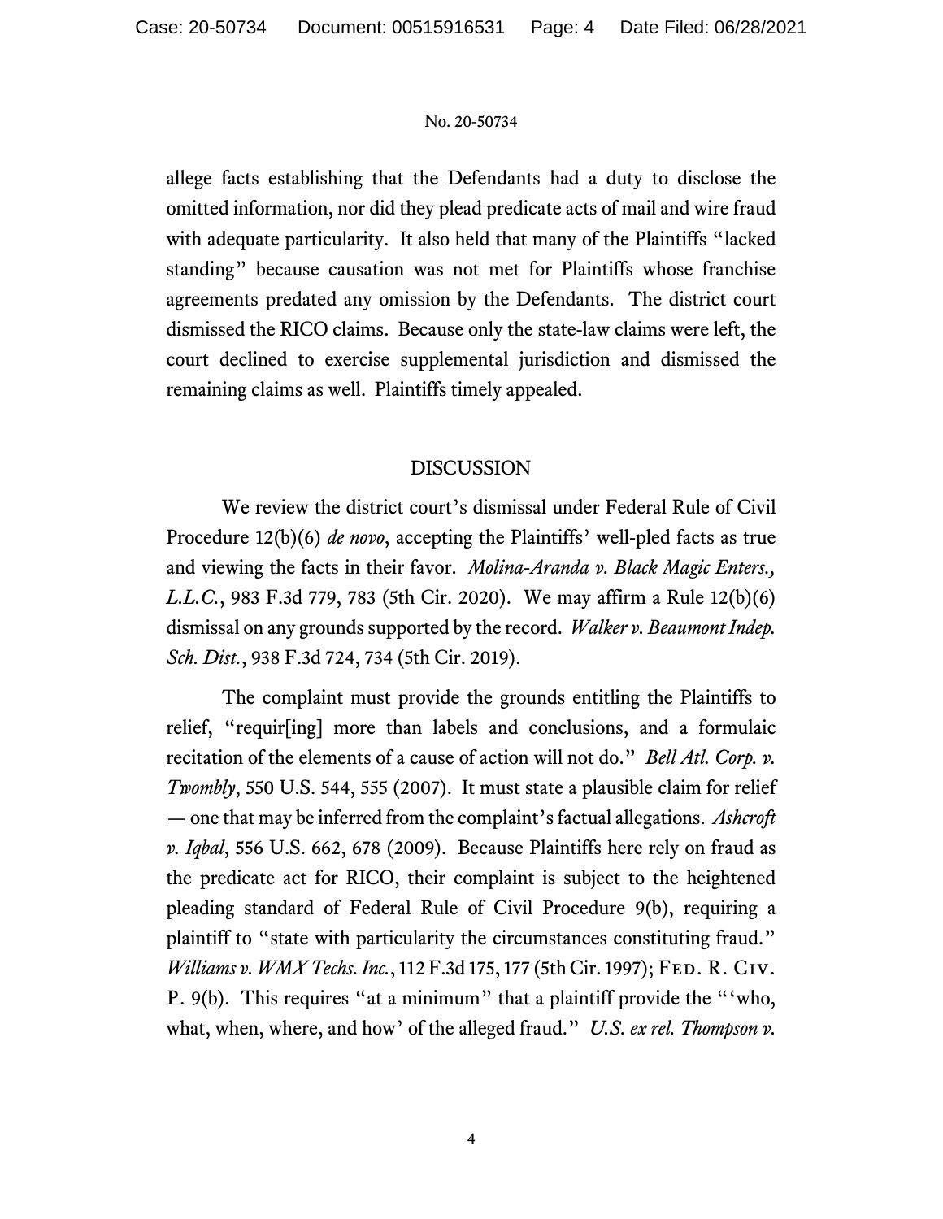allege facts establishing that the Defendants had a duty to disclose the omitted information, nor did they plead predicate acts of mail and wire fraud with adequate particularity. It also held that many of the Plaintiffs "lacked standing" because causation was not met for Plaintiffs whose franchise agreements predated any omission by the Defendants. The district court dismissed the RICO claims. Because only the state-law claims were left, the court declined to exercise supplemental jurisdiction and dismissed the remaining claims as well. Plaintiffs timely appealed.

## DISCUSSION

We review the district court's dismissal under Federal Rule of Civil Procedure 12(b)(6) *de novo*, accepting the Plaintiffs' well-pled facts as true and viewing the facts in their favor. *Molina-Aranda v. Black Magic Enters., L.L.C.*, 983 F.3d 779, 783 (5th Cir. 2020). We may affirm a Rule 12(b)(6) dismissal on any grounds supported by the record. *Walker v. Beaumont Indep. Sch. Dist.*, 938 F.3d 724, 734 (5th Cir. 2019).

The complaint must provide the grounds entitling the Plaintiffs to relief, "requir[ing] more than labels and conclusions, and a formulaic recitation of the elements of a cause of action will not do." *Bell Atl. Corp. v. Twombly*, 550 U.S. 544, 555 (2007). It must state a plausible claim for relief — one that may be inferred from the complaint's factual allegations. *Ashcroft v. Iqbal*, 556 U.S. 662, 678 (2009). Because Plaintiffs here rely on fraud as the predicate act for RICO, their complaint is subject to the heightened pleading standard of Federal Rule of Civil Procedure 9(b), requiring a plaintiff to "state with particularity the circumstances constituting fraud." *Williams v. WMX Techs. Inc.*, 112 F.3d 175, 177 (5th Cir. 1997); Fed. R. Civ. P. 9(b). This requires "at a minimum" that a plaintiff provide the "'who, what, when, where, and how' of the alleged fraud." *U.S. ex rel. Thompson v.*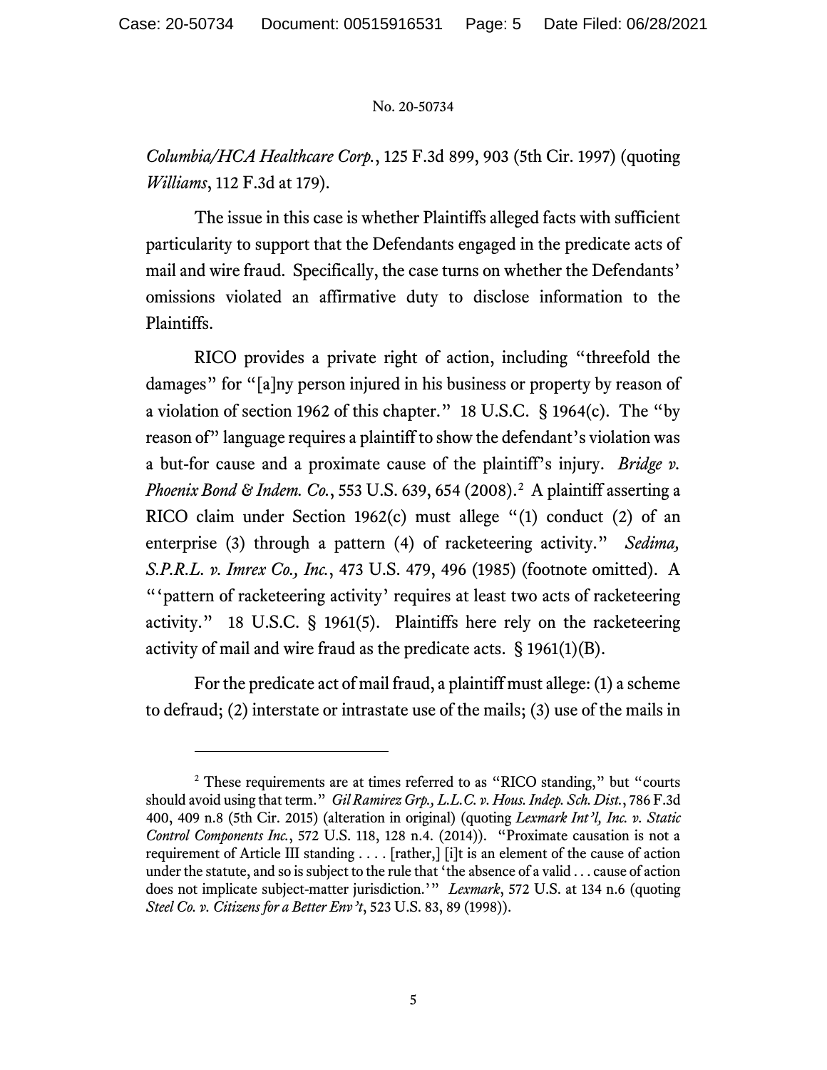*Columbia/HCA Healthcare Corp.*, 125 F.3d 899, 903 (5th Cir. 1997) (quoting *Williams*, 112 F.3d at 179).

The issue in this case is whether Plaintiffs alleged facts with sufficient particularity to support that the Defendants engaged in the predicate acts of mail and wire fraud. Specifically, the case turns on whether the Defendants' omissions violated an affirmative duty to disclose information to the Plaintiffs.

RICO provides a private right of action, including "threefold the damages" for "[a]ny person injured in his business or property by reason of a violation of section 1962 of this chapter." 18 U.S.C. § 1964(c). The "by reason of" language requires a plaintiff to show the defendant's violation was a but-for cause and a proximate cause of the plaintiff's injury. *Bridge v. Phoenix Bond & Indem. Co.*, 553 U.S. 639, 654 (2008).[2] A plaintiff asserting a RICO claim under Section 1962(c) must allege "(1) conduct (2) of an enterprise (3) through a pattern (4) of racketeering activity." *Sedima, S.P.R.L. v. Imrex Co., Inc.*, 473 U.S. 479, 496 (1985) (footnote omitted). A "'pattern of racketeering activity' requires at least two acts of racketeering activity." 18 U.S.C. § 1961(5). Plaintiffs here rely on the racketeering activity of mail and wire fraud as the predicate acts. § 1961(1)(B).

For the predicate act of mail fraud, a plaintiff must allege: (1) a scheme to defraud; (2) interstate or intrastate use of the mails; (3) use of the mails in

---

[2] These requirements are at times referred to as "RICO standing," but "courts should avoid using that term." *Gil Ramirez Grp., L.L.C. v. Hous. Indep. Sch. Dist.*, 786 F.3d 400, 409 n.8 (5th Cir. 2015) (alteration in original) (quoting *Lexmark Int'l, Inc. v. Static Control Components Inc.*, 572 U.S. 118, 128 n.4. (2014)). "Proximate causation is not a requirement of Article III standing . . . . [rather,] [i]t is an element of the cause of action under the statute, and so is subject to the rule that 'the absence of a valid . . . cause of action does not implicate subject-matter jurisdiction.'" *Lexmark*, 572 U.S. at 134 n.6 (quoting *Steel Co. v. Citizens for a Better Env't*, 523 U.S. 83, 89 (1998)).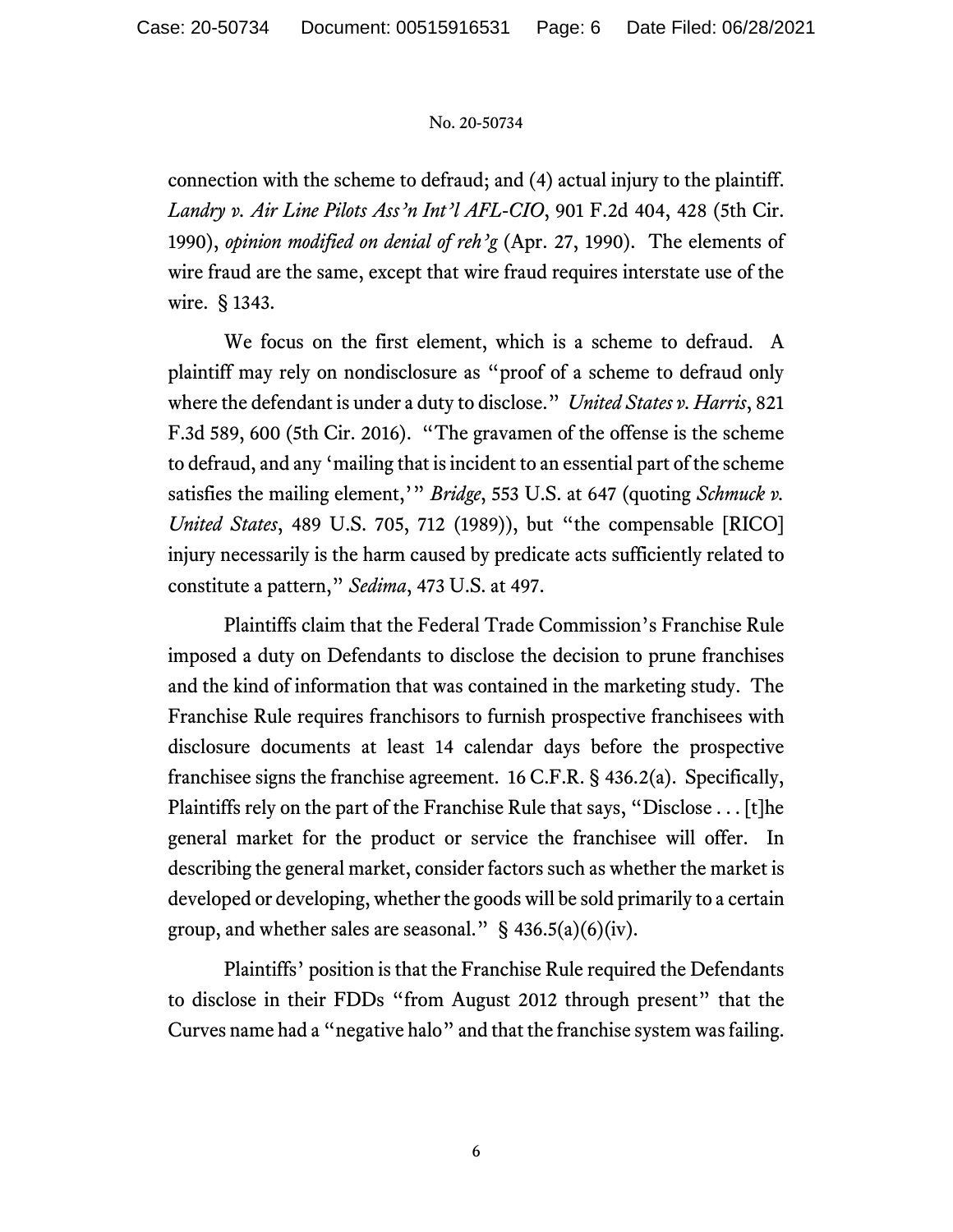connection with the scheme to defraud; and (4) actual injury to the plaintiff. *Landry v. Air Line Pilots Ass'n Int'l AFL-CIO*, 901 F.2d 404, 428 (5th Cir. 1990), *opinion modified on denial of reh'g* (Apr. 27, 1990). The elements of wire fraud are the same, except that wire fraud requires interstate use of the wire. § 1343.

We focus on the first element, which is a scheme to defraud. A plaintiff may rely on nondisclosure as "proof of a scheme to defraud only where the defendant is under a duty to disclose." *United States v. Harris*, 821 F.3d 589, 600 (5th Cir. 2016). "The gravamen of the offense is the scheme to defraud, and any 'mailing that is incident to an essential part of the scheme satisfies the mailing element,'" *Bridge*, 553 U.S. at 647 (quoting *Schmuck v. United States*, 489 U.S. 705, 712 (1989)), but "the compensable [RICO] injury necessarily is the harm caused by predicate acts sufficiently related to constitute a pattern," *Sedima*, 473 U.S. at 497.

Plaintiffs claim that the Federal Trade Commission's Franchise Rule imposed a duty on Defendants to disclose the decision to prune franchises and the kind of information that was contained in the marketing study. The Franchise Rule requires franchisors to furnish prospective franchisees with disclosure documents at least 14 calendar days before the prospective franchisee signs the franchise agreement. 16 C.F.R. § 436.2(a). Specifically, Plaintiffs rely on the part of the Franchise Rule that says, "Disclose . . . [t]he general market for the product or service the franchisee will offer. In describing the general market, consider factors such as whether the market is developed or developing, whether the goods will be sold primarily to a certain group, and whether sales are seasonal." § 436.5(a)(6)(iv).

Plaintiffs' position is that the Franchise Rule required the Defendants to disclose in their FDDs "from August 2012 through present" that the Curves name had a "negative halo" and that the franchise system was failing.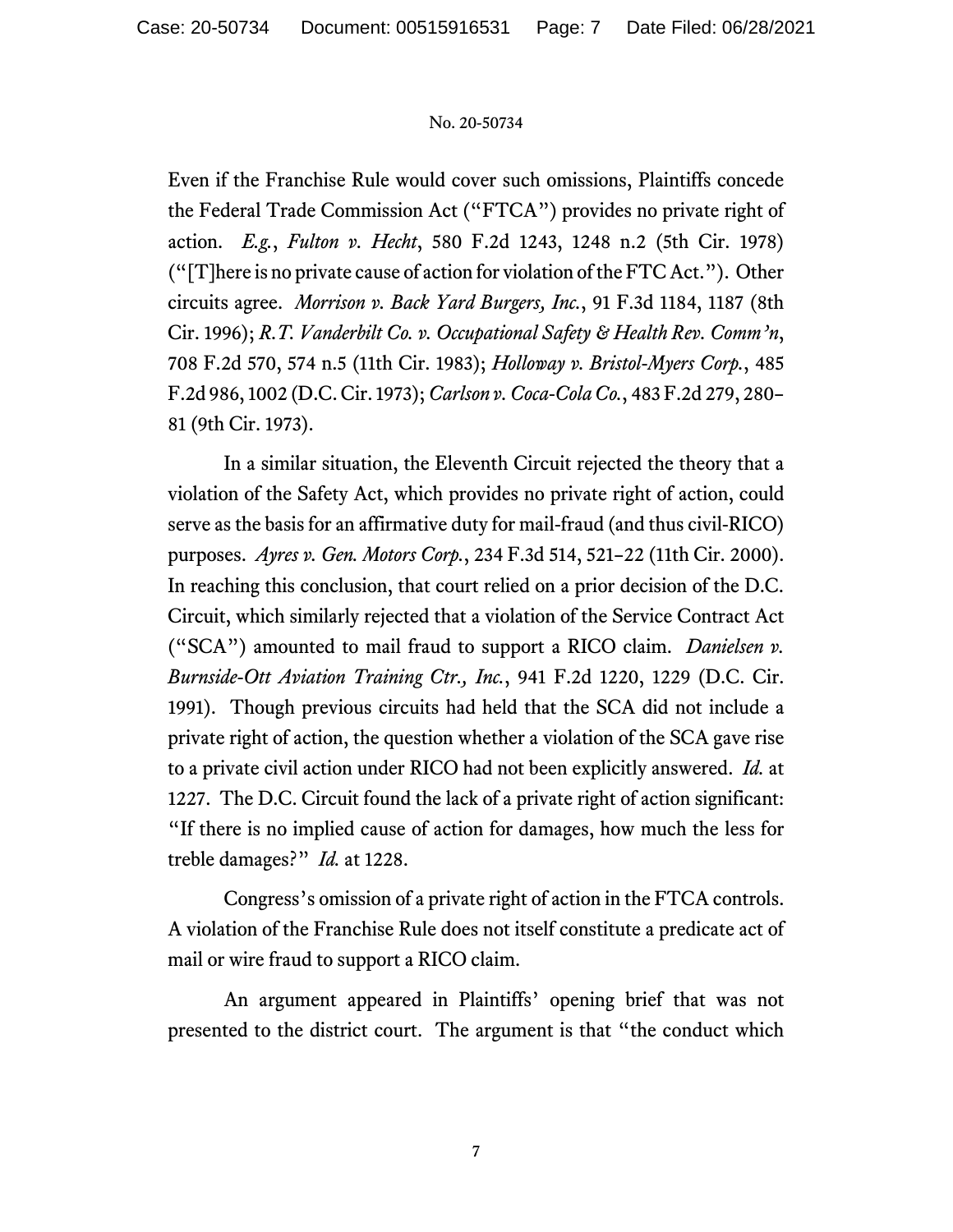Even if the Franchise Rule would cover such omissions, Plaintiffs concede the Federal Trade Commission Act ("FTCA") provides no private right of action. *E.g.*, *Fulton v. Hecht*, 580 F.2d 1243, 1248 n.2 (5th Cir. 1978) ("[T]here is no private cause of action for violation of the FTC Act."). Other circuits agree. *Morrison v. Back Yard Burgers, Inc.*, 91 F.3d 1184, 1187 (8th Cir. 1996); *R.T. Vanderbilt Co. v. Occupational Safety & Health Rev. Comm'n*, 708 F.2d 570, 574 n.5 (11th Cir. 1983); *Holloway v. Bristol-Myers Corp.*, 485 F.2d 986, 1002 (D.C. Cir. 1973); *Carlson v. Coca-Cola Co.*, 483 F.2d 279, 280–81 (9th Cir. 1973).

In a similar situation, the Eleventh Circuit rejected the theory that a violation of the Safety Act, which provides no private right of action, could serve as the basis for an affirmative duty for mail-fraud (and thus civil-RICO) purposes. *Ayres v. Gen. Motors Corp.*, 234 F.3d 514, 521–22 (11th Cir. 2000). In reaching this conclusion, that court relied on a prior decision of the D.C. Circuit, which similarly rejected that a violation of the Service Contract Act ("SCA") amounted to mail fraud to support a RICO claim. *Danielsen v. Burnside-Ott Aviation Training Ctr., Inc.*, 941 F.2d 1220, 1229 (D.C. Cir. 1991). Though previous circuits had held that the SCA did not include a private right of action, the question whether a violation of the SCA gave rise to a private civil action under RICO had not been explicitly answered. *Id.* at 1227. The D.C. Circuit found the lack of a private right of action significant: "If there is no implied cause of action for damages, how much the less for treble damages?" *Id.* at 1228.

Congress's omission of a private right of action in the FTCA controls. A violation of the Franchise Rule does not itself constitute a predicate act of mail or wire fraud to support a RICO claim.

An argument appeared in Plaintiffs' opening brief that was not presented to the district court. The argument is that "the conduct which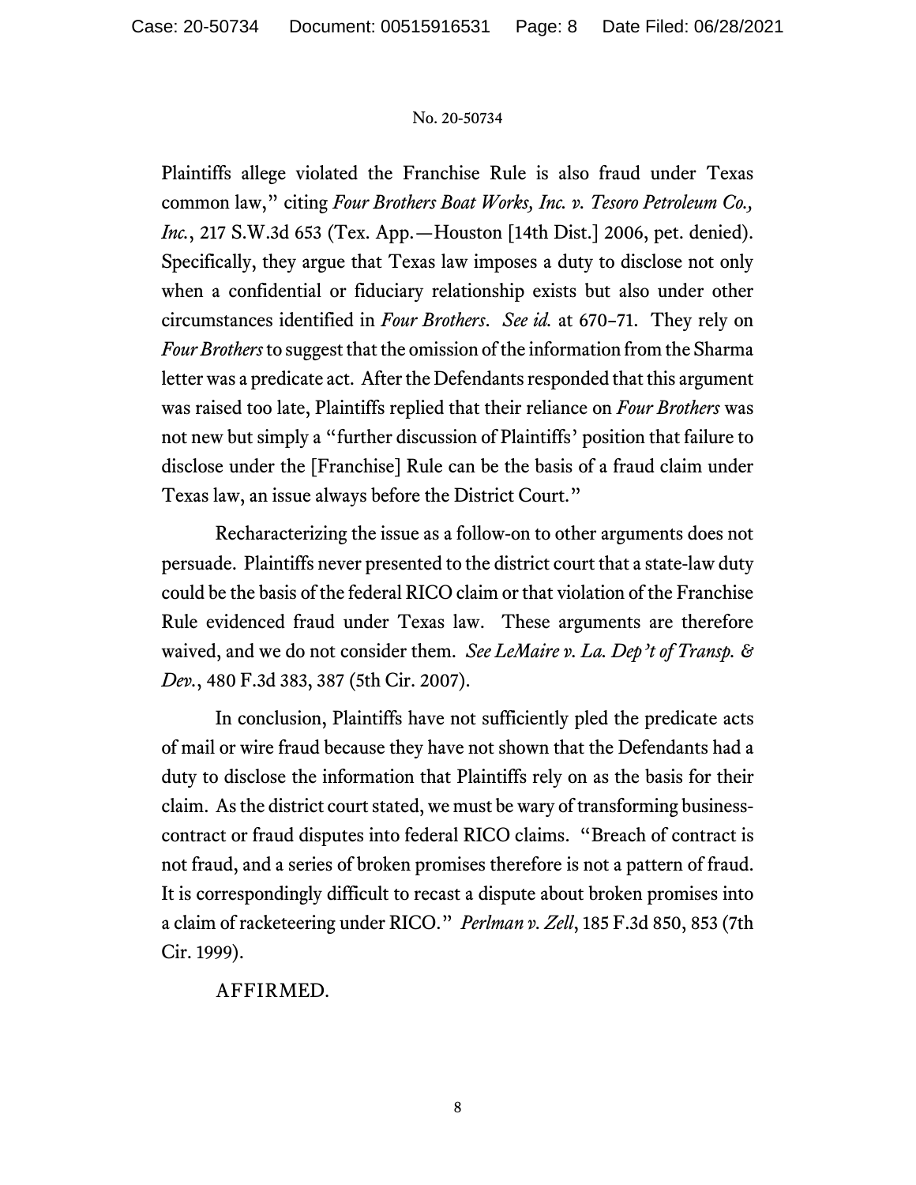Plaintiffs allege violated the Franchise Rule is also fraud under Texas common law," citing *Four Brothers Boat Works, Inc. v. Tesoro Petroleum Co., Inc.*, 217 S.W.3d 653 (Tex. App.—Houston [14th Dist.] 2006, pet. denied). Specifically, they argue that Texas law imposes a duty to disclose not only when a confidential or fiduciary relationship exists but also under other circumstances identified in *Four Brothers*. *See id.* at 670–71. They rely on *Four Brothers* to suggest that the omission of the information from the Sharma letter was a predicate act. After the Defendants responded that this argument was raised too late, Plaintiffs replied that their reliance on *Four Brothers* was not new but simply a "further discussion of Plaintiffs' position that failure to disclose under the [Franchise] Rule can be the basis of a fraud claim under Texas law, an issue always before the District Court."

Recharacterizing the issue as a follow-on to other arguments does not persuade. Plaintiffs never presented to the district court that a state-law duty could be the basis of the federal RICO claim or that violation of the Franchise Rule evidenced fraud under Texas law. These arguments are therefore waived, and we do not consider them. *See LeMaire v. La. Dep't of Transp. & Dev.*, 480 F.3d 383, 387 (5th Cir. 2007).

In conclusion, Plaintiffs have not sufficiently pled the predicate acts of mail or wire fraud because they have not shown that the Defendants had a duty to disclose the information that Plaintiffs rely on as the basis for their claim. As the district court stated, we must be wary of transforming business-contract or fraud disputes into federal RICO claims. "Breach of contract is not fraud, and a series of broken promises therefore is not a pattern of fraud. It is correspondingly difficult to recast a dispute about broken promises into a claim of racketeering under RICO." *Perlman v. Zell*, 185 F.3d 850, 853 (7th Cir. 1999).

AFFIRMED.